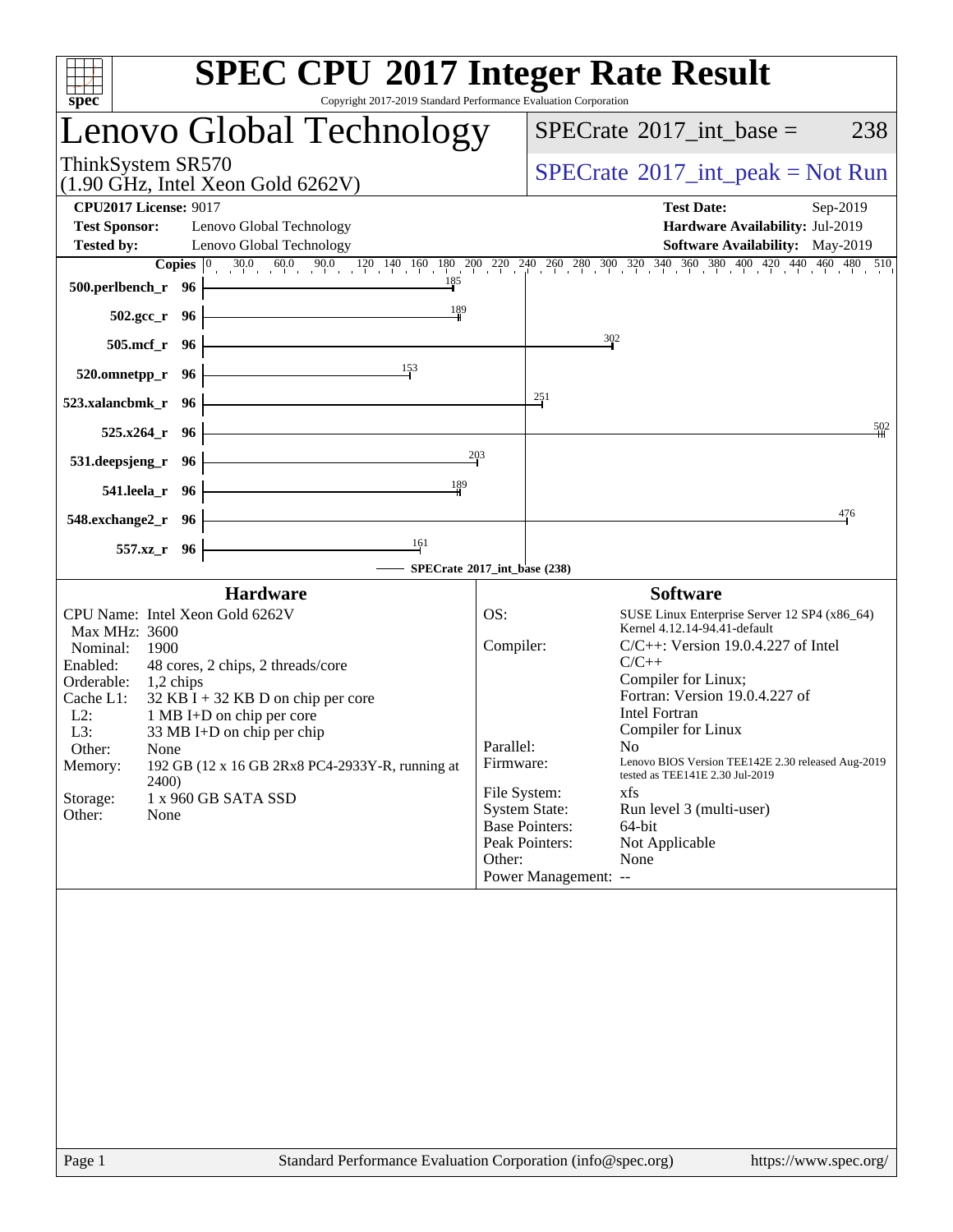# SPEC CPU 2017 Integer Rate Result

Copyright 2017-2019 Standard Performance Evaluation Corporation

## Lenovo Global Technology

ThinkSystem SR570
(1.90 GHz, Intel Xeon Gold 6262V)

SPECrate 2017_int_base = 238

SPECrate 2017_int_peak = Not Run

**CPU2017 License:** 9017
**Test Sponsor:** Lenovo Global Technology
**Tested by:** Lenovo Global Technology

**Test Date:** Sep-2019
**Hardware Availability:** Jul-2019
**Software Availability:** May-2019

| Benchmark | Copies | SPECrate 2017_int_base |
|---|---|---|
| 500.perlbench_r | 96 | 185 |
| 502.gcc_r | 96 | 189 |
| 505.mcf_r | 96 | 302 |
| 520.omnetpp_r | 96 | 153 |
| 523.xalancbmk_r | 96 | 251 |
| 525.x264_r | 96 | 502 |
| 531.deepsjeng_r | 96 | 203 |
| 541.leela_r | 96 | 189 |
| 548.exchange2_r | 96 | 476 |
| 557.xz_r | 96 | 161 |

SPECrate 2017_int_base (238)

### Hardware

- CPU Name: Intel Xeon Gold 6262V
- Max MHz: 3600
- Nominal: 1900
- Enabled: 48 cores, 2 chips, 2 threads/core
- Orderable: 1,2 chips
- Cache L1: 32 KB I + 32 KB D on chip per core
- L2: 1 MB I+D on chip per core
- L3: 33 MB I+D on chip per chip
- Other: None
- Memory: 192 GB (12 x 16 GB 2Rx8 PC4-2933Y-R, running at 2400)
- Storage: 1 x 960 GB SATA SSD
- Other: None

### Software

- OS: SUSE Linux Enterprise Server 12 SP4 (x86_64) Kernel 4.12.14-94.41-default
- Compiler: C/C++: Version 19.0.4.227 of Intel C/C++ Compiler for Linux; Fortran: Version 19.0.4.227 of Intel Fortran Compiler for Linux
- Parallel: No
- Firmware: Lenovo BIOS Version TEE142E 2.30 released Aug-2019 tested as TEE141E 2.30 Jul-2019
- File System: xfs
- System State: Run level 3 (multi-user)
- Base Pointers: 64-bit
- Peak Pointers: Not Applicable
- Other: None
- Power Management: --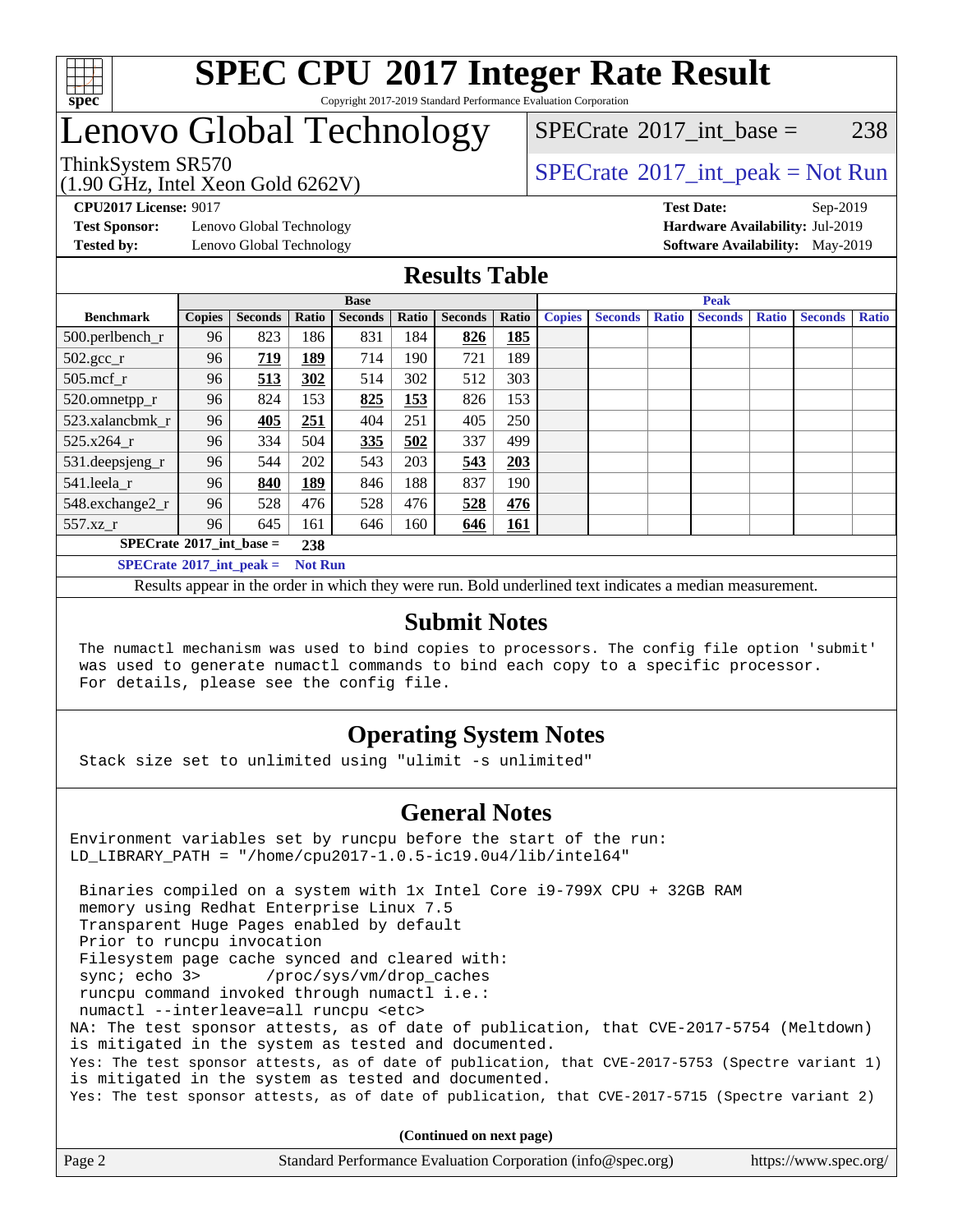# SPEC CPU 2017 Integer Rate Result

Copyright 2017-2019 Standard Performance Evaluation Corporation

# Lenovo Global Technology

ThinkSystem SR570
(1.90 GHz, Intel Xeon Gold 6262V)

SPECrate 2017_int_base = 238

SPECrate 2017_int_peak = Not Run

**CPU2017 License:** 9017
**Test Sponsor:** Lenovo Global Technology
**Tested by:** Lenovo Global Technology
**Test Date:** Sep-2019
**Hardware Availability:** Jul-2019
**Software Availability:** May-2019

## Results Table

| Benchmark | Base | | | | | | | Peak | | | | | | |
|---|---|---|---|---|---|---|---|---|---|---|---|---|---|---|
| | Copies | Seconds | Ratio | Seconds | Ratio | Seconds | Ratio | Copies | Seconds | Ratio | Seconds | Ratio | Seconds | Ratio |
| 500.perlbench_r | 96 | 823 | 186 | 831 | 184 | **826** | **185** | | | | | | | |
| 502.gcc_r | 96 | **719** | **189** | 714 | 190 | 721 | 189 | | | | | | | |
| 505.mcf_r | 96 | **513** | **302** | 514 | 302 | 512 | 303 | | | | | | | |
| 520.omnetpp_r | 96 | 824 | 153 | **825** | **153** | 826 | 153 | | | | | | | |
| 523.xalancbmk_r | 96 | **405** | **251** | 404 | 251 | 405 | 250 | | | | | | | |
| 525.x264_r | 96 | 334 | 504 | **335** | **502** | 337 | 499 | | | | | | | |
| 531.deepsjeng_r | 96 | 544 | 202 | 543 | 203 | **543** | **203** | | | | | | | |
| 541.leela_r | 96 | **840** | **189** | 846 | 188 | 837 | 190 | | | | | | | |
| 548.exchange2_r | 96 | 528 | 476 | 528 | 476 | **528** | **476** | | | | | | | |
| 557.xz_r | 96 | 645 | 161 | 646 | 160 | **646** | **161** | | | | | | | |

**SPECrate 2017_int_base = 238**

**SPECrate 2017_int_peak = Not Run**

Results appear in the order in which they were run. Bold underlined text indicates a median measurement.

## Submit Notes

```
The numactl mechanism was used to bind copies to processors. The config file option 'submit'
was used to generate numactl commands to bind each copy to a specific processor.
For details, please see the config file.
```

## Operating System Notes

```
Stack size set to unlimited using "ulimit -s unlimited"
```

## General Notes

```
Environment variables set by runcpu before the start of the run:
LD_LIBRARY_PATH = "/home/cpu2017-1.0.5-ic19.0u4/lib/intel64"

 Binaries compiled on a system with 1x Intel Core i9-799X CPU + 32GB RAM
 memory using Redhat Enterprise Linux 7.5
 Transparent Huge Pages enabled by default
 Prior to runcpu invocation
 Filesystem page cache synced and cleared with:
 sync; echo 3>       /proc/sys/vm/drop_caches
 runcpu command invoked through numactl i.e.:
 numactl --interleave=all runcpu <etc>
NA: The test sponsor attests, as of date of publication, that CVE-2017-5754 (Meltdown)
is mitigated in the system as tested and documented.
Yes: The test sponsor attests, as of date of publication, that CVE-2017-5753 (Spectre variant 1)
is mitigated in the system as tested and documented.
Yes: The test sponsor attests, as of date of publication, that CVE-2017-5715 (Spectre variant 2)
```

**(Continued on next page)**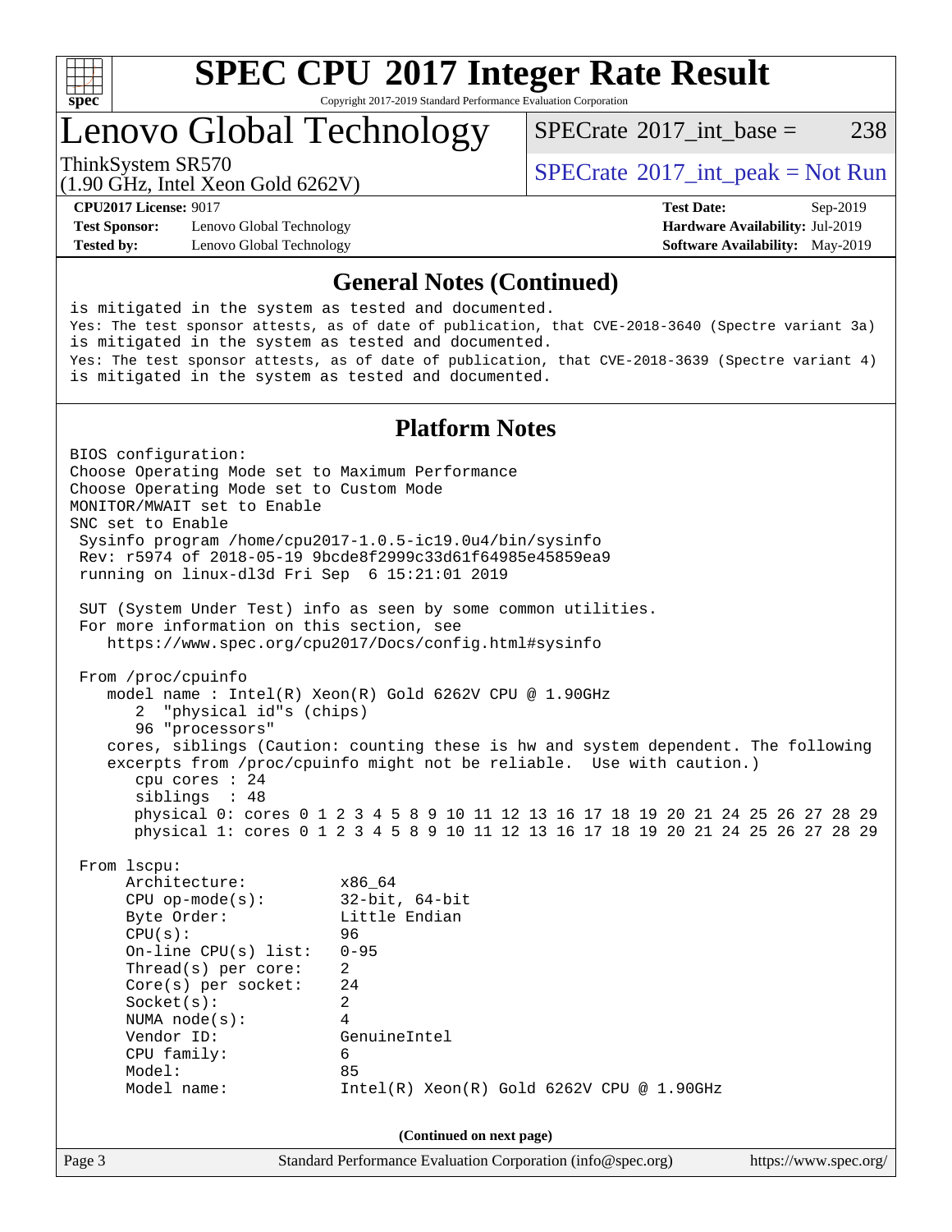# SPEC CPU 2017 Integer Rate Result

Copyright 2017-2019 Standard Performance Evaluation Corporation

## Lenovo Global Technology

ThinkSystem SR570
(1.90 GHz, Intel Xeon Gold 6262V)

SPECrate 2017_int_base = 238

SPECrate 2017_int_peak = Not Run

**CPU2017 License:** 9017
**Test Sponsor:** Lenovo Global Technology
**Tested by:** Lenovo Global Technology

**Test Date:** Sep-2019
**Hardware Availability:** Jul-2019
**Software Availability:** May-2019

### General Notes (Continued)

```
is mitigated in the system as tested and documented.
Yes: The test sponsor attests, as of date of publication, that CVE-2018-3640 (Spectre variant 3a)
is mitigated in the system as tested and documented.
Yes: The test sponsor attests, as of date of publication, that CVE-2018-3639 (Spectre variant 4)
is mitigated in the system as tested and documented.
```

### Platform Notes

```
BIOS configuration:
Choose Operating Mode set to Maximum Performance
Choose Operating Mode set to Custom Mode
MONITOR/MWAIT set to Enable
SNC set to Enable
 Sysinfo program /home/cpu2017-1.0.5-ic19.0u4/bin/sysinfo
 Rev: r5974 of 2018-05-19 9bcde8f2999c33d61f64985e45859ea9
 running on linux-dl3d Fri Sep  6 15:21:01 2019

 SUT (System Under Test) info as seen by some common utilities.
 For more information on this section, see
    https://www.spec.org/cpu2017/Docs/config.html#sysinfo

 From /proc/cpuinfo
    model name : Intel(R) Xeon(R) Gold 6262V CPU @ 1.90GHz
       2  "physical id"s (chips)
       96 "processors"
    cores, siblings (Caution: counting these is hw and system dependent. The following
    excerpts from /proc/cpuinfo might not be reliable.  Use with caution.)
       cpu cores : 24
       siblings  : 48
       physical 0: cores 0 1 2 3 4 5 8 9 10 11 12 13 16 17 18 19 20 21 24 25 26 27 28 29
       physical 1: cores 0 1 2 3 4 5 8 9 10 11 12 13 16 17 18 19 20 21 24 25 26 27 28 29

 From lscpu:
      Architecture:          x86_64
      CPU op-mode(s):        32-bit, 64-bit
      Byte Order:            Little Endian
      CPU(s):                96
      On-line CPU(s) list:   0-95
      Thread(s) per core:    2
      Core(s) per socket:    24
      Socket(s):             2
      NUMA node(s):          4
      Vendor ID:             GenuineIntel
      CPU family:            6
      Model:                 85
      Model name:            Intel(R) Xeon(R) Gold 6262V CPU @ 1.90GHz
```

(Continued on next page)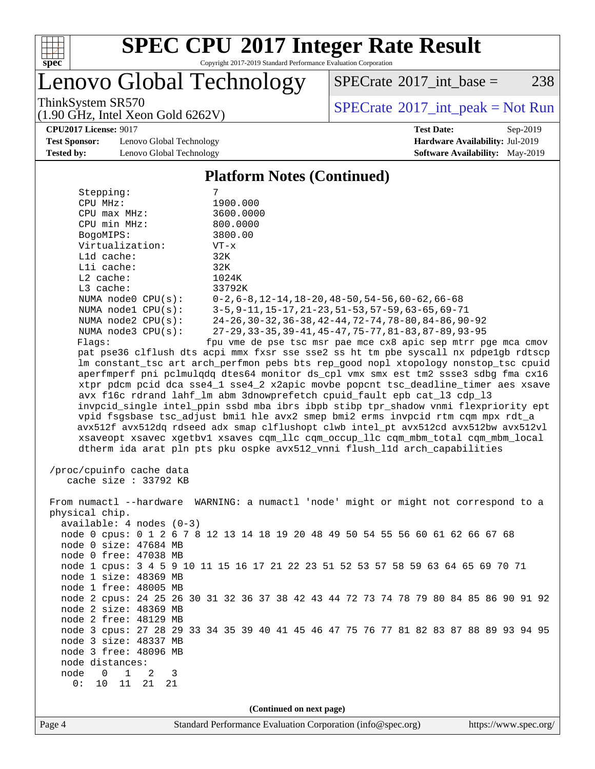# SPEC CPU 2017 Integer Rate Result

Copyright 2017-2019 Standard Performance Evaluation Corporation

# Lenovo Global Technology

ThinkSystem SR570
(1.90 GHz, Intel Xeon Gold 6262V)

SPECrate 2017_int_base = 238

SPECrate 2017_int_peak = Not Run

**CPU2017 License:** 9017
**Test Sponsor:** Lenovo Global Technology
**Tested by:** Lenovo Global Technology

**Test Date:** Sep-2019
**Hardware Availability:** Jul-2019
**Software Availability:** May-2019

## Platform Notes (Continued)

```
    Stepping:              7
    CPU MHz:               1900.000
    CPU max MHz:           3600.0000
    CPU min MHz:           800.0000
    BogoMIPS:              3800.00
    Virtualization:        VT-x
    L1d cache:             32K
    L1i cache:             32K
    L2 cache:              1024K
    L3 cache:              33792K
    NUMA node0 CPU(s):     0-2,6-8,12-14,18-20,48-50,54-56,60-62,66-68
    NUMA node1 CPU(s):     3-5,9-11,15-17,21-23,51-53,57-59,63-65,69-71
    NUMA node2 CPU(s):     24-26,30-32,36-38,42-44,72-74,78-80,84-86,90-92
    NUMA node3 CPU(s):     27-29,33-35,39-41,45-47,75-77,81-83,87-89,93-95
    Flags:                fpu vme de pse tsc msr pae mce cx8 apic sep mtrr pge mca cmov
    pat pse36 clflush dts acpi mmx fxsr sse sse2 ss ht tm pbe syscall nx pdpe1gb rdtscp
    lm constant_tsc art arch_perfmon pebs bts rep_good nopl xtopology nonstop_tsc cpuid
    aperfmperf pni pclmulqdq dtes64 monitor ds_cpl vmx smx est tm2 ssse3 sdbg fma cx16
    xtpr pdcm pcid dca sse4_1 sse4_2 x2apic movbe popcnt tsc_deadline_timer aes xsave
    avx f16c rdrand lahf_lm abm 3dnowprefetch cpuid_fault epb cat_l3 cdp_l3
    invpcid_single intel_ppin ssbd mba ibrs ibpb stibp tpr_shadow vnmi flexpriority ept
    vpid fsgsbase tsc_adjust bmi1 hle avx2 smep bmi2 erms invpcid rtm cqm mpx rdt_a
    avx512f avx512dq rdseed adx smap clflushopt clwb intel_pt avx512cd avx512bw avx512vl
    xsaveopt xsavec xgetbv1 xsaves cqm_llc cqm_occup_llc cqm_mbm_total cqm_mbm_local
    dtherm ida arat pln pts pku ospke avx512_vnni flush_l1d arch_capabilities

 /proc/cpuinfo cache data
    cache size : 33792 KB

 From numactl --hardware  WARNING: a numactl 'node' might or might not correspond to a
 physical chip.
   available: 4 nodes (0-3)
   node 0 cpus: 0 1 2 6 7 8 12 13 14 18 19 20 48 49 50 54 55 56 60 61 62 66 67 68
   node 0 size: 47684 MB
   node 0 free: 47038 MB
   node 1 cpus: 3 4 5 9 10 11 15 16 17 21 22 23 51 52 53 57 58 59 63 64 65 69 70 71
   node 1 size: 48369 MB
   node 1 free: 48005 MB
   node 2 cpus: 24 25 26 30 31 32 36 37 38 42 43 44 72 73 74 78 79 80 84 85 86 90 91 92
   node 2 size: 48369 MB
   node 2 free: 48129 MB
   node 3 cpus: 27 28 29 33 34 35 39 40 41 45 46 47 75 76 77 81 82 83 87 88 89 93 94 95
   node 3 size: 48337 MB
   node 3 free: 48096 MB
   node distances:
   node   0   1   2   3
     0:  10  11  21  21
```

(Continued on next page)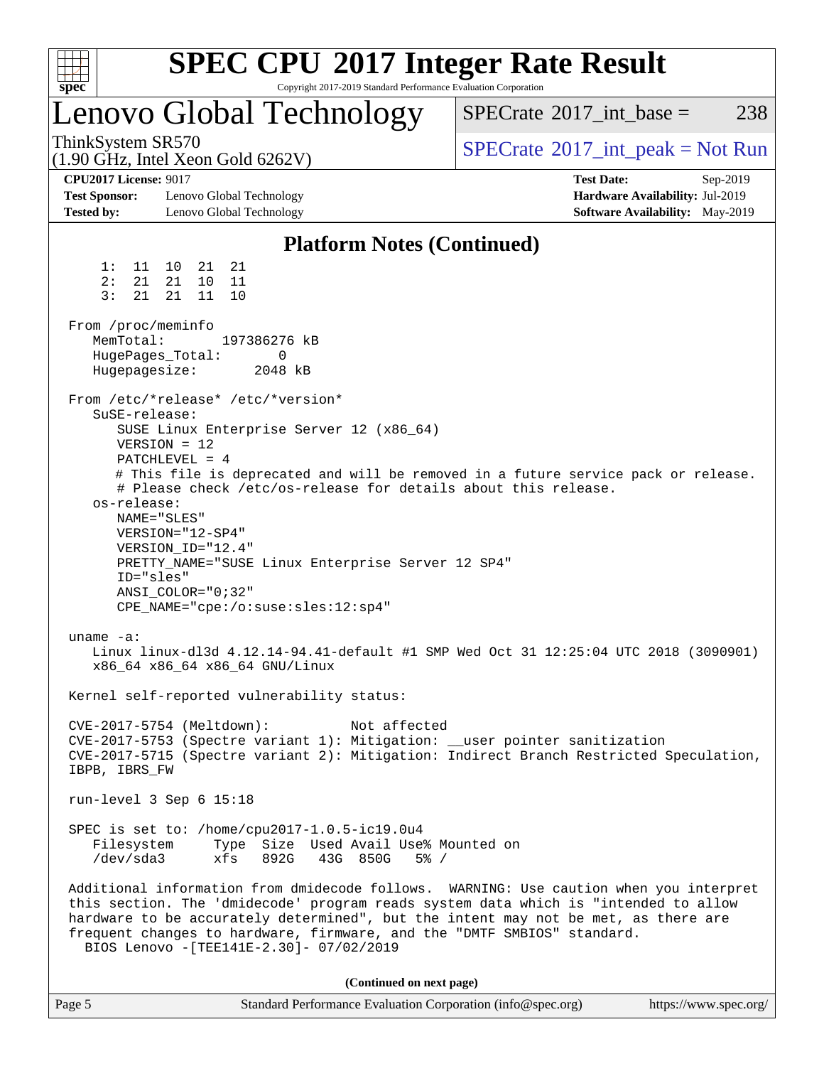## Platform Notes (Continued)

```
     1:  11  10  21  21
     2:  21  21  10  11
     3:  21  21  11  10

 From /proc/meminfo
    MemTotal:       197386276 kB
    HugePages_Total:        0
    Hugepagesize:        2048 kB

 From /etc/*release* /etc/*version*
    SuSE-release:
       SUSE Linux Enterprise Server 12 (x86_64)
       VERSION = 12
       PATCHLEVEL = 4
       # This file is deprecated and will be removed in a future service pack or release.
       # Please check /etc/os-release for details about this release.
    os-release:
       NAME="SLES"
       VERSION="12-SP4"
       VERSION_ID="12.4"
       PRETTY_NAME="SUSE Linux Enterprise Server 12 SP4"
       ID="sles"
       ANSI_COLOR="0;32"
       CPE_NAME="cpe:/o:suse:sles:12:sp4"

 uname -a:
    Linux linux-dl3d 4.12.14-94.41-default #1 SMP Wed Oct 31 12:25:04 UTC 2018 (3090901)
    x86_64 x86_64 x86_64 GNU/Linux

 Kernel self-reported vulnerability status:

 CVE-2017-5754 (Meltdown):          Not affected
 CVE-2017-5753 (Spectre variant 1): Mitigation: __user pointer sanitization
 CVE-2017-5715 (Spectre variant 2): Mitigation: Indirect Branch Restricted Speculation,
 IBPB, IBRS_FW

 run-level 3 Sep 6 15:18

 SPEC is set to: /home/cpu2017-1.0.5-ic19.0u4
    Filesystem     Type  Size  Used Avail Use% Mounted on
    /dev/sda3      xfs   892G   43G  850G   5% /

 Additional information from dmidecode follows.  WARNING: Use caution when you interpret
 this section. The 'dmidecode' program reads system data which is "intended to allow
 hardware to be accurately determined", but the intent may not be met, as there are
 frequent changes to hardware, firmware, and the "DMTF SMBIOS" standard.
   BIOS Lenovo -[TEE141E-2.30]- 07/02/2019
```

(Continued on next page)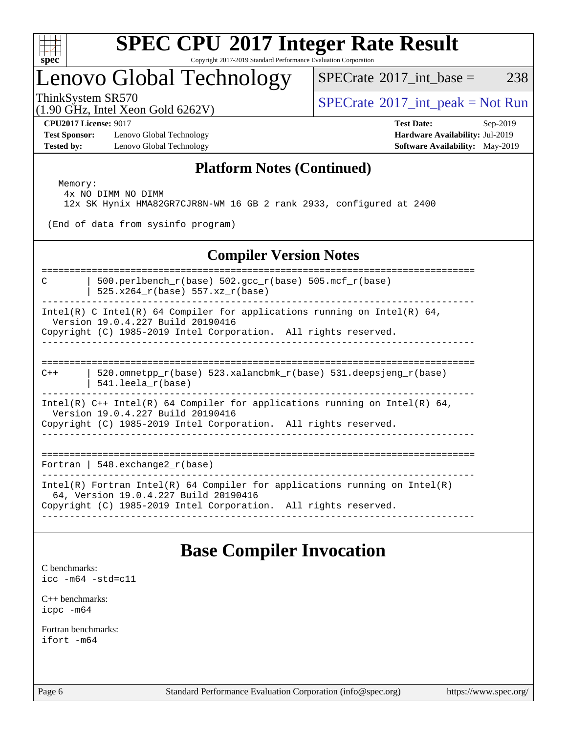## Platform Notes (Continued)

```
 Memory:
   4x NO DIMM NO DIMM
   12x SK Hynix HMA82GR7CJR8N-WM 16 GB 2 rank 2933, configured at 2400

 (End of data from sysinfo program)
```

## Compiler Version Notes

```
==============================================================================
C       | 500.perlbench_r(base) 502.gcc_r(base) 505.mcf_r(base)
        | 525.x264_r(base) 557.xz_r(base)
------------------------------------------------------------------------------
Intel(R) C Intel(R) 64 Compiler for applications running on Intel(R) 64,
  Version 19.0.4.227 Build 20190416
Copyright (C) 1985-2019 Intel Corporation.  All rights reserved.
------------------------------------------------------------------------------

==============================================================================
C++     | 520.omnetpp_r(base) 523.xalancbmk_r(base) 531.deepsjeng_r(base)
        | 541.leela_r(base)
------------------------------------------------------------------------------
Intel(R) C++ Intel(R) 64 Compiler for applications running on Intel(R) 64,
  Version 19.0.4.227 Build 20190416
Copyright (C) 1985-2019 Intel Corporation.  All rights reserved.
------------------------------------------------------------------------------

==============================================================================
Fortran | 548.exchange2_r(base)
------------------------------------------------------------------------------
Intel(R) Fortran Intel(R) 64 Compiler for applications running on Intel(R)
  64, Version 19.0.4.227 Build 20190416
Copyright (C) 1985-2019 Intel Corporation.  All rights reserved.
------------------------------------------------------------------------------
```

## Base Compiler Invocation

C benchmarks:
`icc -m64 -std=c11`

C++ benchmarks:
`icpc -m64`

Fortran benchmarks:
`ifort -m64`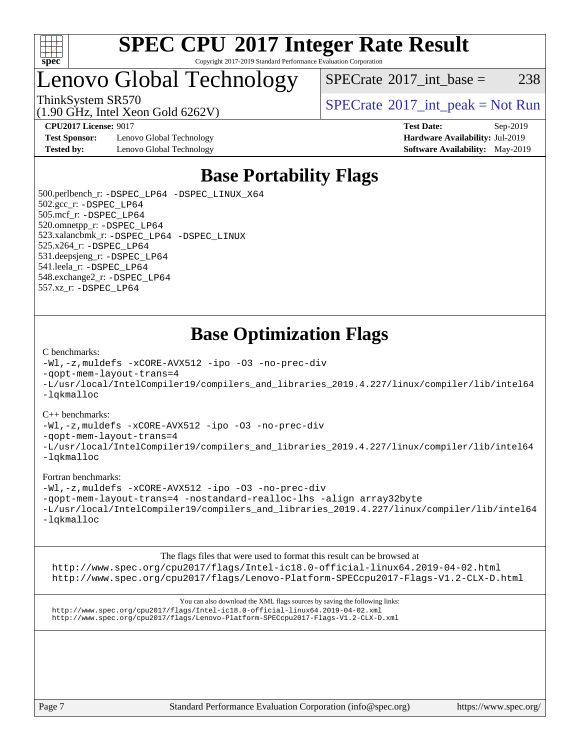# SPEC CPU 2017 Integer Rate Result

Copyright 2017-2019 Standard Performance Evaluation Corporation

# Lenovo Global Technology

ThinkSystem SR570
(1.90 GHz, Intel Xeon Gold 6262V)

SPECrate 2017_int_base = 238

SPECrate 2017_int_peak = Not Run

**CPU2017 License:** 9017
**Test Sponsor:** Lenovo Global Technology
**Tested by:** Lenovo Global Technology

**Test Date:** Sep-2019
**Hardware Availability:** Jul-2019
**Software Availability:** May-2019

## Base Portability Flags

500.perlbench_r: `-DSPEC_LP64 -DSPEC_LINUX_X64`
502.gcc_r: `-DSPEC_LP64`
505.mcf_r: `-DSPEC_LP64`
520.omnetpp_r: `-DSPEC_LP64`
523.xalancbmk_r: `-DSPEC_LP64 -DSPEC_LINUX`
525.x264_r: `-DSPEC_LP64`
531.deepsjeng_r: `-DSPEC_LP64`
541.leela_r: `-DSPEC_LP64`
548.exchange2_r: `-DSPEC_LP64`
557.xz_r: `-DSPEC_LP64`

## Base Optimization Flags

C benchmarks:

```
-Wl,-z,muldefs -xCORE-AVX512 -ipo -O3 -no-prec-div
-qopt-mem-layout-trans=4
-L/usr/local/IntelCompiler19/compilers_and_libraries_2019.4.227/linux/compiler/lib/intel64
-lqkmalloc
```

C++ benchmarks:

```
-Wl,-z,muldefs -xCORE-AVX512 -ipo -O3 -no-prec-div
-qopt-mem-layout-trans=4
-L/usr/local/IntelCompiler19/compilers_and_libraries_2019.4.227/linux/compiler/lib/intel64
-lqkmalloc
```

Fortran benchmarks:

```
-Wl,-z,muldefs -xCORE-AVX512 -ipo -O3 -no-prec-div
-qopt-mem-layout-trans=4 -nostandard-realloc-lhs -align array32byte
-L/usr/local/IntelCompiler19/compilers_and_libraries_2019.4.227/linux/compiler/lib/intel64
-lqkmalloc
```

The flags files that were used to format this result can be browsed at
http://www.spec.org/cpu2017/flags/Intel-ic18.0-official-linux64.2019-04-02.html
http://www.spec.org/cpu2017/flags/Lenovo-Platform-SPECcpu2017-Flags-V1.2-CLX-D.html

You can also download the XML flags sources by saving the following links:
http://www.spec.org/cpu2017/flags/Intel-ic18.0-official-linux64.2019-04-02.xml
http://www.spec.org/cpu2017/flags/Lenovo-Platform-SPECcpu2017-Flags-V1.2-CLX-D.xml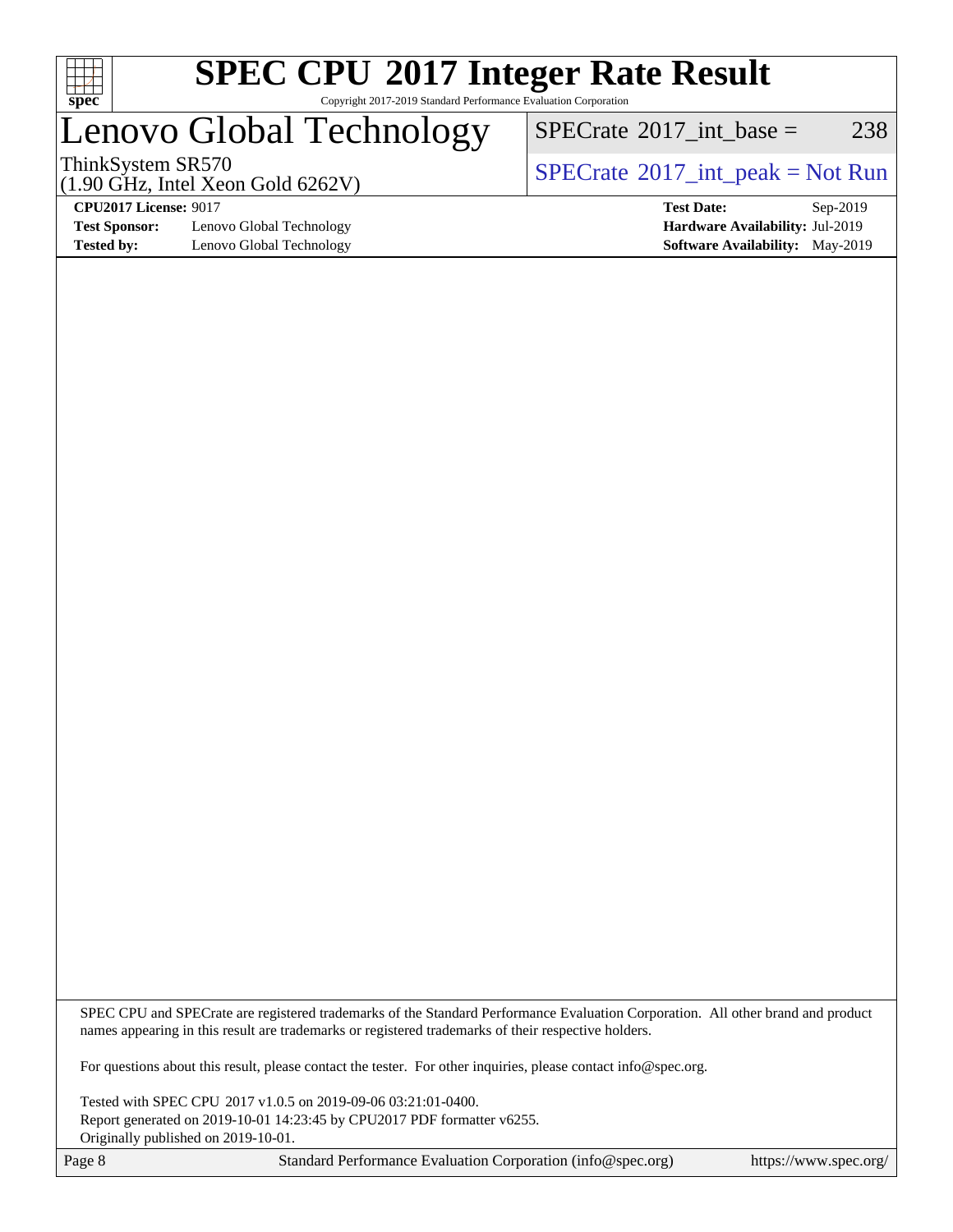SPEC CPU and SPECrate are registered trademarks of the Standard Performance Evaluation Corporation. All other brand and product names appearing in this result are trademarks or registered trademarks of their respective holders.

For questions about this result, please contact the tester. For other inquiries, please contact info@spec.org.

Tested with SPEC CPU 2017 v1.0.5 on 2019-09-06 03:21:01-0400.
Report generated on 2019-10-01 14:23:45 by CPU2017 PDF formatter v6255.
Originally published on 2019-10-01.